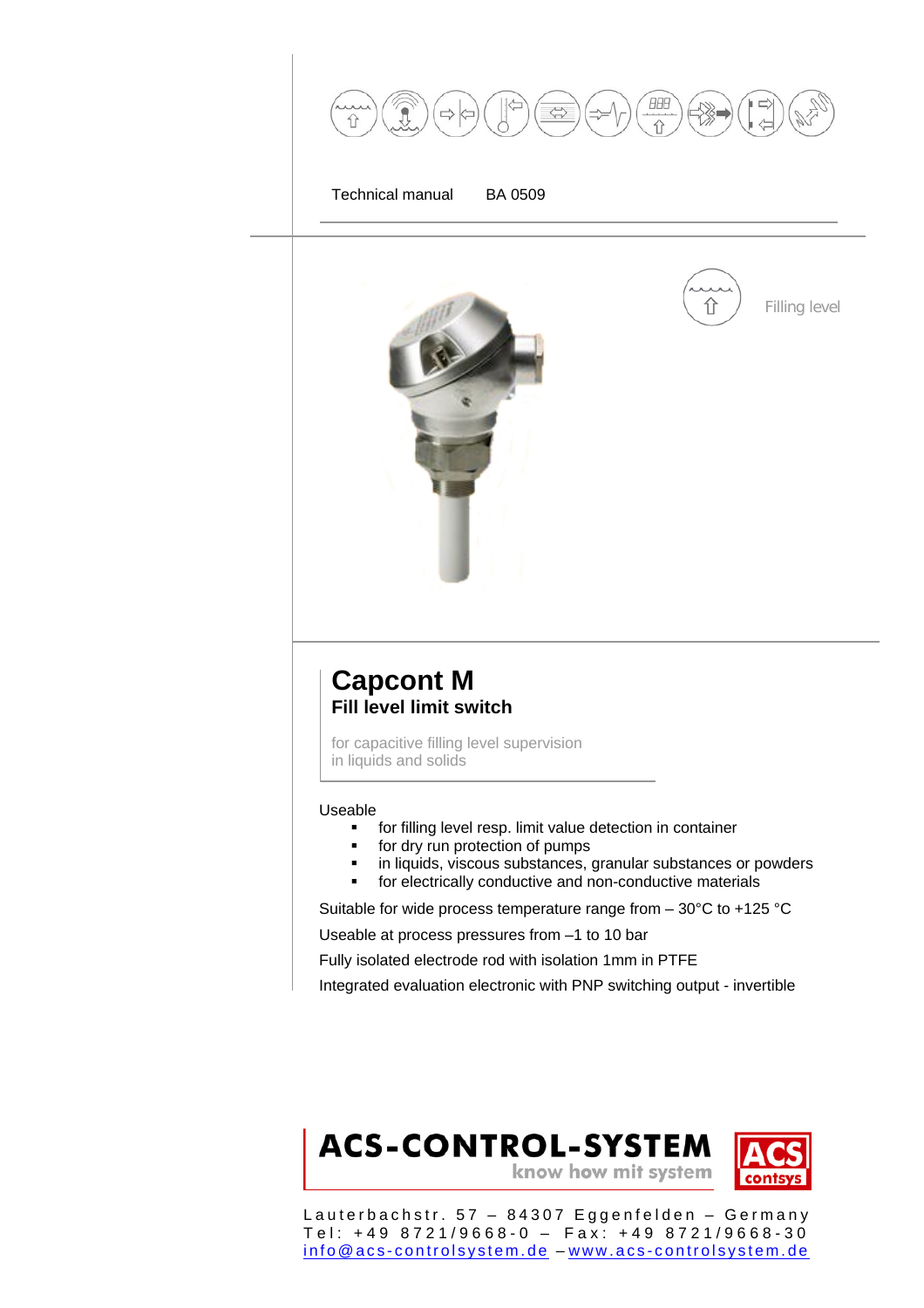Technical manual BA 0509

Filling level

# Capcont M

## Fill level limit switch

for capacitive filling level supervision
in liquids and solids

Useable

- for filling level resp. limit value detection in container
- for dry run protection of pumps
- in liquids, viscous substances, granular substances or powders
- for electrically conductive and non-conductive materials

Suitable for wide process temperature range from – 30°C to +125 °C

Useable at process pressures from –1 to 10 bar

Fully isolated electrode rod with isolation 1mm in PTFE

Integrated evaluation electronic with PNP switching output - invertible

**ACS-CONTROL-SYSTEM**
know how mit system

ACS contsys

Lauterbachstr. 57 – 84307 Eggenfelden – Germany
Tel: +49 8721/9668-0 – Fax: +49 8721/9668-30
info@acs-controlsystem.de – www.acs-controlsystem.de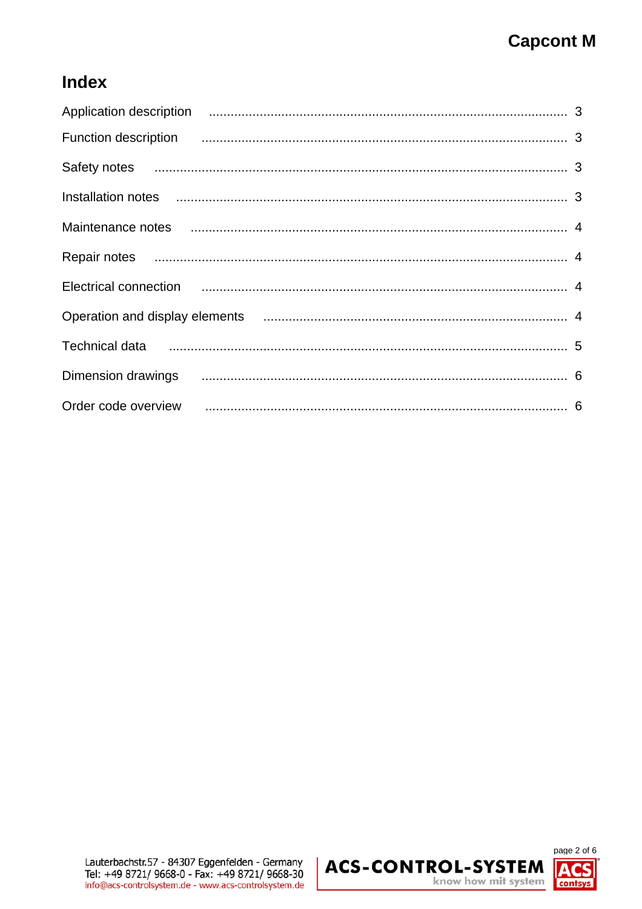## Index

| | |
|---|---|
| Application description | 3 |
| Function description | 3 |
| Safety notes | 3 |
| Installation notes | 3 |
| Maintenance notes | 4 |
| Repair notes | 4 |
| Electrical connection | 4 |
| Operation and display elements | 4 |
| Technical data | 5 |
| Dimension drawings | 6 |
| Order code overview | 6 |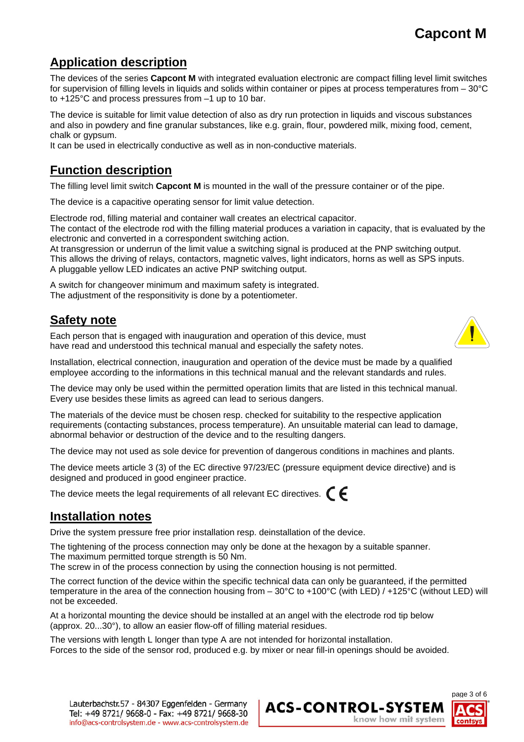## Application description

The devices of the series **Capcont M** with integrated evaluation electronic are compact filling level limit switches for supervision of filling levels in liquids and solids within container or pipes at process temperatures from – 30°C to +125°C and process pressures from –1 up to 10 bar.

The device is suitable for limit value detection of also as dry run protection in liquids and viscous substances and also in powdery and fine granular substances, like e.g. grain, flour, powdered milk, mixing food, cement, chalk or gypsum.
It can be used in electrically conductive as well as in non-conductive materials.

## Function description

The filling level limit switch **Capcont M** is mounted in the wall of the pressure container or of the pipe.

The device is a capacitive operating sensor for limit value detection.

Electrode rod, filling material and container wall creates an electrical capacitor.
The contact of the electrode rod with the filling material produces a variation in capacity, that is evaluated by the electronic and converted in a correspondent switching action.
At transgression or underrun of the limit value a switching signal is produced at the PNP switching output.
This allows the driving of relays, contactors, magnetic valves, light indicators, horns as well as SPS inputs.
A pluggable yellow LED indicates an active PNP switching output.

A switch for changeover minimum and maximum safety is integrated.
The adjustment of the responsitivity is done by a potentiometer.

## Safety note

Each person that is engaged with inauguration and operation of this device, must have read and understood this technical manual and especially the safety notes.

Installation, electrical connection, inauguration and operation of the device must be made by a qualified employee according to the informations in this technical manual and the relevant standards and rules.

The device may only be used within the permitted operation limits that are listed in this technical manual. Every use besides these limits as agreed can lead to serious dangers.

The materials of the device must be chosen resp. checked for suitability to the respective application requirements (contacting substances, process temperature). An unsuitable material can lead to damage, abnormal behavior or destruction of the device and to the resulting dangers.

The device may not used as sole device for prevention of dangerous conditions in machines and plants.

The device meets article 3 (3) of the EC directive 97/23/EC (pressure equipment device directive) and is designed and produced in good engineer practice.

The device meets the legal requirements of all relevant EC directives. CE

## Installation notes

Drive the system pressure free prior installation resp. deinstallation of the device.

The tightening of the process connection may only be done at the hexagon by a suitable spanner.
The maximum permitted torque strength is 50 Nm.
The screw in of the process connection by using the connection housing is not permitted.

The correct function of the device within the specific technical data can only be guaranteed, if the permitted temperature in the area of the connection housing from – 30°C to +100°C (with LED) / +125°C (without LED) will not be exceeded.

At a horizontal mounting the device should be installed at an angel with the electrode rod tip below (approx. 20...30°), to allow an easier flow-off of filling material residues.

The versions with length L longer than type A are not intended for horizontal installation.
Forces to the side of the sensor rod, produced e.g. by mixer or near fill-in openings should be avoided.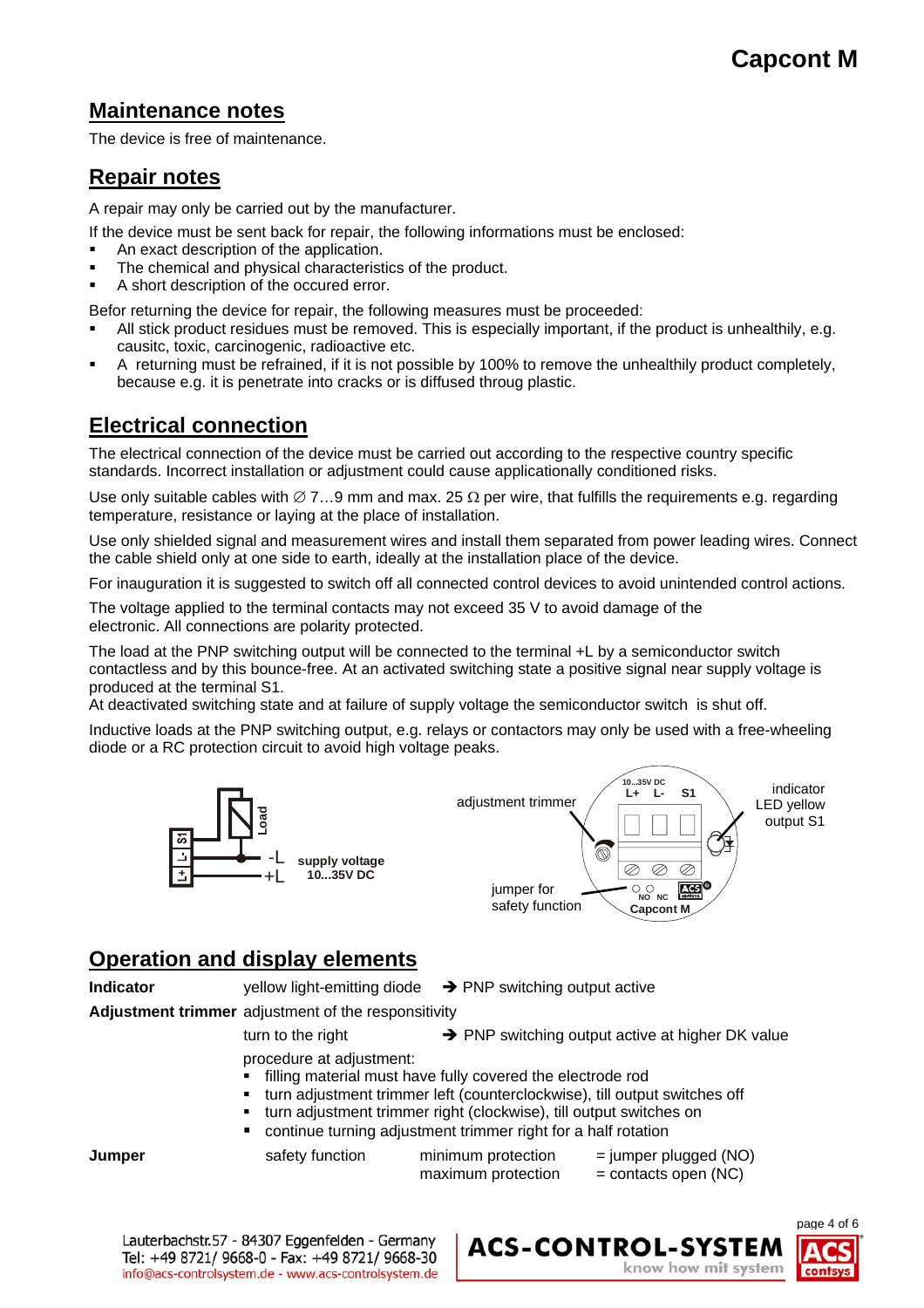## Maintenance notes

The device is free of maintenance.

## Repair notes

A repair may only be carried out by the manufacturer.

If the device must be sent back for repair, the following informations must be enclosed:

- An exact description of the application.
- The chemical and physical characteristics of the product.
- A short description of the occured error.

Befor returning the device for repair, the following measures must be proceeded:

- All stick product residues must be removed. This is especially important, if the product is unhealthily, e.g. causitc, toxic, carcinogenic, radioactive etc.
- A returning must be refrained, if it is not possible by 100% to remove the unhealthily product completely, because e.g. it is penetrate into cracks or is diffused throug plastic.

## Electrical connection

The electrical connection of the device must be carried out according to the respective country specific standards. Incorrect installation or adjustment could cause applicationally conditioned risks.

Use only suitable cables with ∅ 7…9 mm and max. 25 Ω per wire, that fulfills the requirements e.g. regarding temperature, resistance or laying at the place of installation.

Use only shielded signal and measurement wires and install them separated from power leading wires. Connect the cable shield only at one side to earth, ideally at the installation place of the device.

For inauguration it is suggested to switch off all connected control devices to avoid unintended control actions.

The voltage applied to the terminal contacts may not exceed 35 V to avoid damage of the electronic. All connections are polarity protected.

The load at the PNP switching output will be connected to the terminal +L by a semiconductor switch contactless and by this bounce-free. At an activated switching state a positive signal near supply voltage is produced at the terminal S1.
At deactivated switching state and at failure of supply voltage the semiconductor switch is shut off.

Inductive loads at the PNP switching output, e.g. relays or contactors may only be used with a free-wheeling diode or a RC protection circuit to avoid high voltage peaks.

S1
L-
L+
Load
-L
+L
supply voltage
10...35V DC

adjustment trimmer
10...35V DC
L+ L- S1
indicator
LED yellow
output S1
jumper for
safety function
NO NC
Capcont M

## Operation and display elements

**Indicator** yellow light-emitting diode ➔ PNP switching output active

**Adjustment trimmer** adjustment of the responsitivity

turn to the right ➔ PNP switching output active at higher DK value

procedure at adjustment:

- filling material must have fully covered the electrode rod
- turn adjustment trimmer left (counterclockwise), till output switches off
- turn adjustment trimmer right (clockwise), till output switches on
- continue turning adjustment trimmer right for a half rotation

**Jumper** safety function

| | | |
|---|---|---|
| | minimum protection | = jumper plugged (NO) |
| | maximum protection | = contacts open (NC) |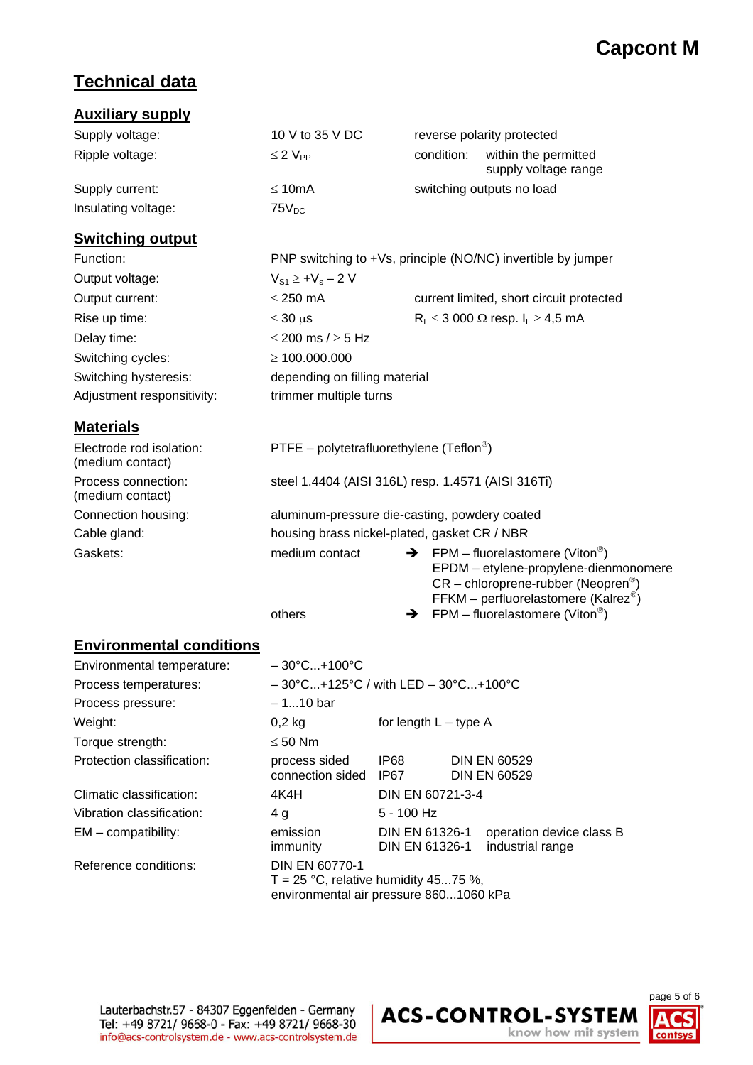# Technical data

## Auxiliary supply

| | | |
|---|---|---|
| Supply voltage: | 10 V to 35 V DC | reverse polarity protected |
| Ripple voltage: | $\leq 2\ V_{PP}$ | condition: within the permitted supply voltage range |
| Supply current: | $\leq$ 10mA | switching outputs no load |
| Insulating voltage: | $75V_{DC}$ | |

## Switching output

| | | |
|---|---|---|
| Function: | PNP switching to +Vs, principle (NO/NC) invertible by jumper | |
| Output voltage: | $V_{S1} \geq +V_s - 2\ V$ | |
| Output current: | $\leq$ 250 mA | current limited, short circuit protected |
| Rise up time: | $\leq 30\ \mu s$ | $R_L \leq 3\ 000\ \Omega$ resp. $I_L \geq 4{,}5$ mA |
| Delay time: | $\leq$ 200 ms / $\geq$ 5 Hz | |
| Switching cycles: | $\geq$ 100.000.000 | |
| Switching hysteresis: | depending on filling material | |
| Adjustment responsitivity: | trimmer multiple turns | |

## Materials

| | | |
|---|---|---|
| Electrode rod isolation: (medium contact) | PTFE – polytetrafluorethylene (Teflon®) | |
| Process connection: (medium contact) | steel 1.4404 (AISI 316L) resp. 1.4571 (AISI 316Ti) | |
| Connection housing: | aluminum-pressure die-casting, powdery coated | |
| Cable gland: | housing brass nickel-plated, gasket CR / NBR | |
| Gaskets: | medium contact | ➔ FPM – fluorelastomere (Viton®)<br>EPDM – etylene-propylene-dienmonomere<br>CR – chloroprene-rubber (Neopren®)<br>FFKM – perfluorelastomere (Kalrez®) |
| | others | ➔ FPM – fluorelastomere (Viton®) |

## Environmental conditions

| | | | |
|---|---|---|---|
| Environmental temperature: | – 30°C...+100°C | | |
| Process temperatures: | – 30°C...+125°C / with LED – 30°C...+100°C | | |
| Process pressure: | – 1...10 bar | | |
| Weight: | 0,2 kg | for length L – type A | |
| Torque strength: | $\leq$ 50 Nm | | |
| Protection classification: | process sided<br>connection sided | IP68<br>IP67 | DIN EN 60529<br>DIN EN 60529 |
| Climatic classification: | 4K4H | DIN EN 60721-3-4 | |
| Vibration classification: | 4 g | 5 - 100 Hz | |
| EM – compatibility: | emission<br>immunity | DIN EN 61326-1<br>DIN EN 61326-1 | operation device class B<br>industrial range |
| Reference conditions: | DIN EN 60770-1<br>T = 25 °C, relative humidity 45...75 %,<br>environmental air pressure 860...1060 kPa | | |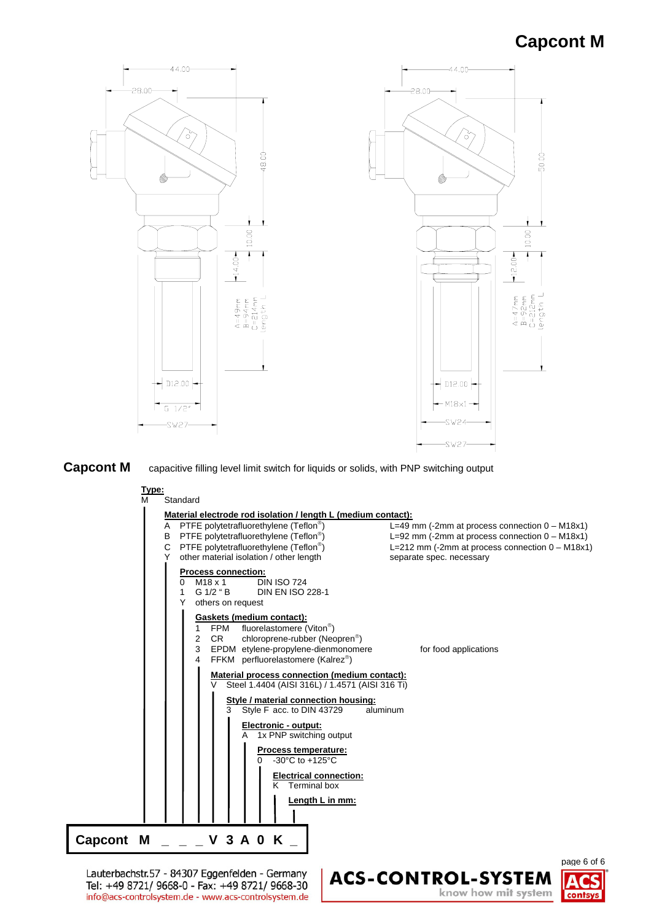# Capcont M

44.00
28.00
48.00
10.00
14.00
A=49mm
B=94mm
C=214mm
length L
D12.00
G 1/2"
SW27

44.00
28.00
50.00
10.00
12.00
A=47mm
B=92mm
C=212mm
length L
D12.00
M18x1
SW24
SW27

**Capcont M** capacitive filling level limit switch for liquids or solids, with PNP switching output

**Type:**

M Standard

**Material electrode rod isolation / length L (medium contact):**

- A PTFE polytetrafluorethylene (Teflon®) — L=49 mm (-2mm at process connection 0 – M18x1)
- B PTFE polytetrafluorethylene (Teflon®) — L=92 mm (-2mm at process connection 0 – M18x1)
- C PTFE polytetrafluorethylene (Teflon®) — L=212 mm (-2mm at process connection 0 – M18x1)
- Y other material isolation / other length — separate spec. necessary

**Process connection:**

- 0 M18 x 1 DIN ISO 724
- 1 G 1/2 " B DIN EN ISO 228-1
- Y others on request

**Gaskets (medium contact):**

- 1 FPM fluorelastomere (Viton®)
- 2 CR chloroprene-rubber (Neopren®)
- 3 EPDM etylene-propylene-dienmonomere — for food applications
- 4 FFKM perfluorelastomere (Kalrez®)

**Material process connection (medium contact):**

- V Steel 1.4404 (AISI 316L) / 1.4571 (AISI 316 Ti)

**Style / material connection housing:**

- 3 Style F acc. to DIN 43729 aluminum

**Electronic - output:**

- A 1x PNP switching output

**Process temperature:**

- 0 -30°C to +125°C

**Electrical connection:**

- K Terminal box

**Length L in mm:**

**Capcont M _ _ _ V 3 A 0 K _**

Lauterbachstr.57 - 84307 Eggenfelden - Germany
Tel: +49 8721/ 9668-0 - Fax: +49 8721/ 9668-30
info@acs-controlsystem.de - www.acs-controlsystem.de

ACS-CONTROL-SYSTEM know how mit system